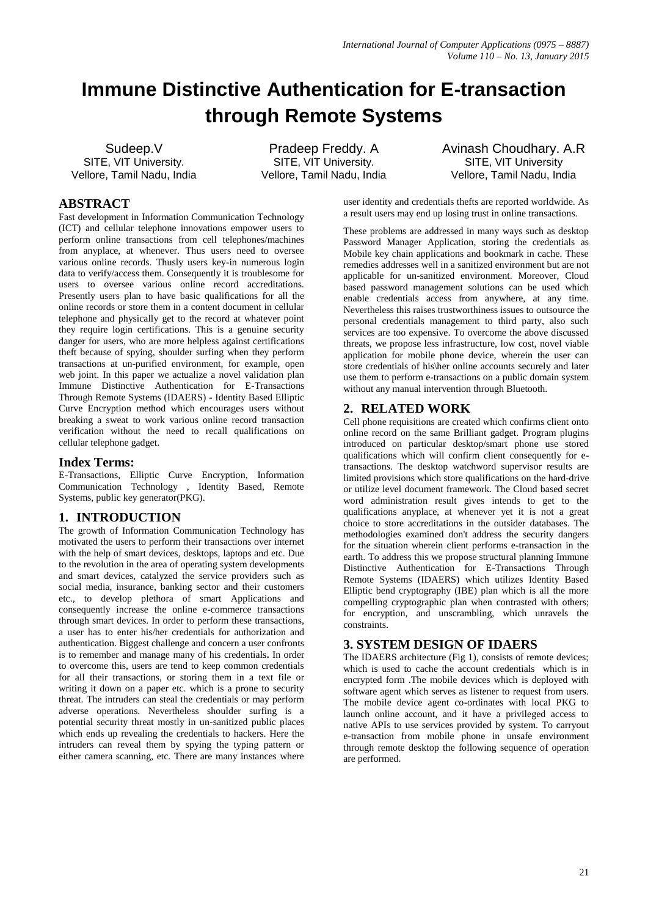# Immune Distinctive Authentication for E-transaction through Remote Systems

Sudeep.V
SITE, VIT University.
Vellore, Tamil Nadu, India

Pradeep Freddy. A
SITE, VIT University.
Vellore, Tamil Nadu, India

Avinash Choudhary. A.R
SITE, VIT University
Vellore, Tamil Nadu, India

## ABSTRACT

Fast development in Information Communication Technology (ICT) and cellular telephone innovations empower users to perform online transactions from cell telephones/machines from anyplace, at whenever. Thus users need to oversee various online records. Thusly users key-in numerous login data to verify/access them. Consequently it is troublesome for users to oversee various online record accreditations. Presently users plan to have basic qualifications for all the online records or store them in a content document in cellular telephone and physically get to the record at whatever point they require login certifications. This is a genuine security danger for users, who are more helpless against certifications theft because of spying, shoulder surfing when they perform transactions at un-purified environment, for example, open web joint. In this paper we actualize a novel validation plan Immune Distinctive Authentication for E-Transactions Through Remote Systems (IDAERS) - Identity Based Elliptic Curve Encryption method which encourages users without breaking a sweat to work various online record transaction verification without the need to recall qualifications on cellular telephone gadget.

## Index Terms:

E-Transactions, Elliptic Curve Encryption, Information Communication Technology , Identity Based, Remote Systems, public key generator(PKG).

## 1. INTRODUCTION

The growth of Information Communication Technology has motivated the users to perform their transactions over internet with the help of smart devices, desktops, laptops and etc. Due to the revolution in the area of operating system developments and smart devices, catalyzed the service providers such as social media, insurance, banking sector and their customers etc., to develop plethora of smart Applications and consequently increase the online e-commerce transactions through smart devices. In order to perform these transactions, a user has to enter his/her credentials for authorization and authentication. Biggest challenge and concern a user confronts is to remember and manage many of his credentials**.** In order to overcome this, users are tend to keep common credentials for all their transactions, or storing them in a text file or writing it down on a paper etc. which is a prone to security threat. The intruders can steal the credentials or may perform adverse operations. Nevertheless shoulder surfing is a potential security threat mostly in un-sanitized public places which ends up revealing the credentials to hackers. Here the intruders can reveal them by spying the typing pattern or either camera scanning, etc. There are many instances where user identity and credentials thefts are reported worldwide. As a result users may end up losing trust in online transactions.

These problems are addressed in many ways such as desktop Password Manager Application, storing the credentials as Mobile key chain applications and bookmark in cache. These remedies addresses well in a sanitized environment but are not applicable for un-sanitized environment. Moreover, Cloud based password management solutions can be used which enable credentials access from anywhere, at any time. Nevertheless this raises trustworthiness issues to outsource the personal credentials management to third party, also such services are too expensive. To overcome the above discussed threats, we propose less infrastructure, low cost, novel viable application for mobile phone device, wherein the user can store credentials of his\her online accounts securely and later use them to perform e-transactions on a public domain system without any manual intervention through Bluetooth.

## 2. RELATED WORK

Cell phone requisitions are created which confirms client onto online record on the same Brilliant gadget. Program plugins introduced on particular desktop/smart phone use stored qualifications which will confirm client consequently for e-transactions. The desktop watchword supervisor results are limited provisions which store qualifications on the hard-drive or utilize level document framework. The Cloud based secret word administration result gives intends to get to the qualifications anyplace, at whenever yet it is not a great choice to store accreditations in the outsider databases. The methodologies examined don't address the security dangers for the situation wherein client performs e-transaction in the earth. To address this we propose structural planning Immune Distinctive Authentication for E-Transactions Through Remote Systems (IDAERS) which utilizes Identity Based Elliptic bend cryptography (IBE) plan which is all the more compelling cryptographic plan when contrasted with others; for encryption, and unscrambling, which unravels the constraints.

## 3. SYSTEM DESIGN OF IDAERS

The IDAERS architecture (Fig 1), consists of remote devices; which is used to cache the account credentials which is in encrypted form .The mobile devices which is deployed with software agent which serves as listener to request from users. The mobile device agent co-ordinates with local PKG to launch online account, and it have a privileged access to native APIs to use services provided by system. To carryout e-transaction from mobile phone in unsafe environment through remote desktop the following sequence of operation are performed.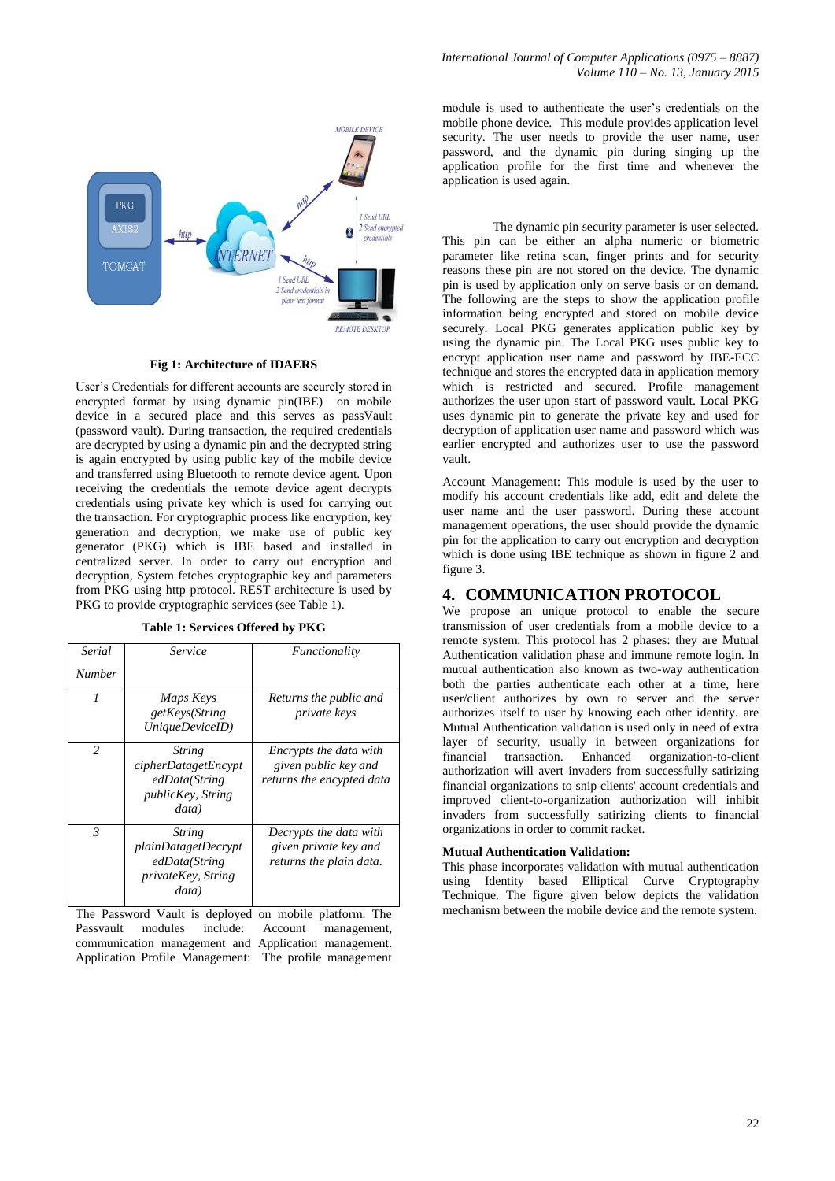Fig 1: Architecture of IDAERS

User's Credentials for different accounts are securely stored in encrypted format by using dynamic pin(IBE) on mobile device in a secured place and this serves as passVault (password vault). During transaction, the required credentials are decrypted by using a dynamic pin and the decrypted string is again encrypted by using public key of the mobile device and transferred using Bluetooth to remote device agent. Upon receiving the credentials the remote device agent decrypts credentials using private key which is used for carrying out the transaction. For cryptographic process like encryption, key generation and decryption, we make use of public key generator (PKG) which is IBE based and installed in centralized server. In order to carry out encryption and decryption, System fetches cryptographic key and parameters from PKG using http protocol. REST architecture is used by PKG to provide cryptographic services (see Table 1).

**Table 1: Services Offered by PKG**

| *Serial Number* | *Service* | *Functionality* |
|---|---|---|
| *1* | *Maps Keys getKeys(String UniqueDeviceID)* | *Returns the public and private keys* |
| *2* | *String cipherDatagetEncryptedData(String publicKey, String data)* | *Encrypts the data with given public key and returns the encypted data* |
| *3* | *String plainDatagetDecryptedData(String privateKey, String data)* | *Decrypts the data with given private key and returns the plain data.* |

The Password Vault is deployed on mobile platform. The Passvault modules include: Account management, communication management and Application management. Application Profile Management: The profile management module is used to authenticate the user's credentials on the mobile phone device. This module provides application level security. The user needs to provide the user name, user password, and the dynamic pin during singing up the application profile for the first time and whenever the application is used again.

The dynamic pin security parameter is user selected. This pin can be either an alpha numeric or biometric parameter like retina scan, finger prints and for security reasons these pin are not stored on the device. The dynamic pin is used by application only on serve basis or on demand. The following are the steps to show the application profile information being encrypted and stored on mobile device securely. Local PKG generates application public key by using the dynamic pin. The Local PKG uses public key to encrypt application user name and password by IBE-ECC technique and stores the encrypted data in application memory which is restricted and secured. Profile management authorizes the user upon start of password vault. Local PKG uses dynamic pin to generate the private key and used for decryption of application user name and password which was earlier encrypted and authorizes user to use the password vault.

Account Management: This module is used by the user to modify his account credentials like add, edit and delete the user name and the user password. During these account management operations, the user should provide the dynamic pin for the application to carry out encryption and decryption which is done using IBE technique as shown in figure 2 and figure 3.

## 4. COMMUNICATION PROTOCOL

We propose an unique protocol to enable the secure transmission of user credentials from a mobile device to a remote system. This protocol has 2 phases: they are Mutual Authentication validation phase and immune remote login. In mutual authentication also known as two-way authentication both the parties authenticate each other at a time, here user/client authorizes by own to server and the server authorizes itself to user by knowing each other identity. are Mutual Authentication validation is used only in need of extra layer of security, usually in between organizations for financial transaction. Enhanced organization-to-client authorization will avert invaders from successfully satirizing financial organizations to snip clients' account credentials and improved client-to-organization authorization will inhibit invaders from successfully satirizing clients to financial organizations in order to commit racket.

**Mutual Authentication Validation:**

This phase incorporates validation with mutual authentication using Identity based Elliptical Curve Cryptography Technique. The figure given below depicts the validation mechanism between the mobile device and the remote system.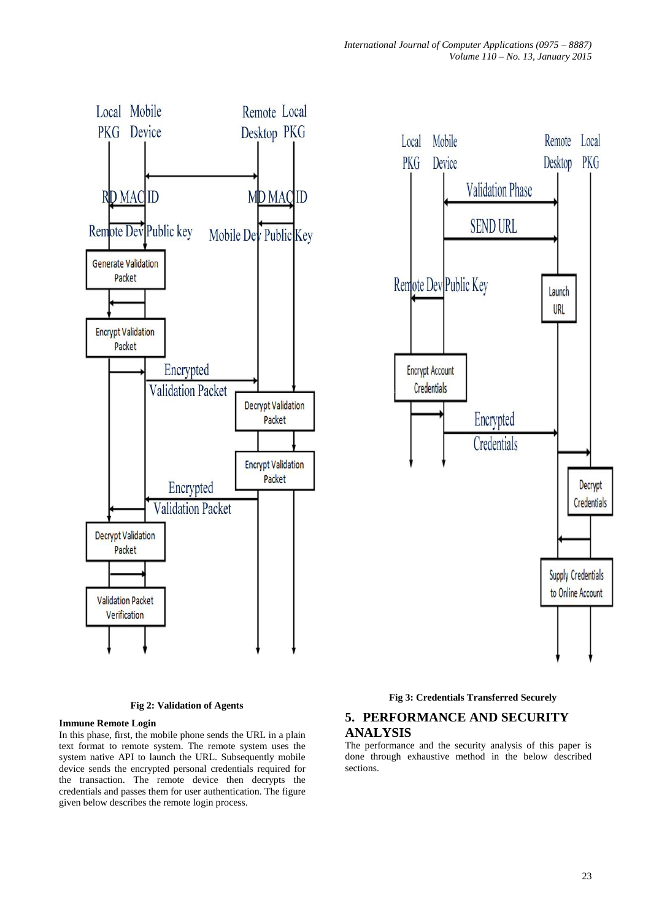**Fig 2: Validation of Agents**

**Fig 3: Credentials Transferred Securely**

**Immune Remote Login**

In this phase, first, the mobile phone sends the URL in a plain text format to remote system. The remote system uses the system native API to launch the URL. Subsequently mobile device sends the encrypted personal credentials required for the transaction. The remote device then decrypts the credentials and passes them for user authentication. The figure given below describes the remote login process.

## 5. PERFORMANCE AND SECURITY ANALYSIS

The performance and the security analysis of this paper is done through exhaustive method in the below described sections.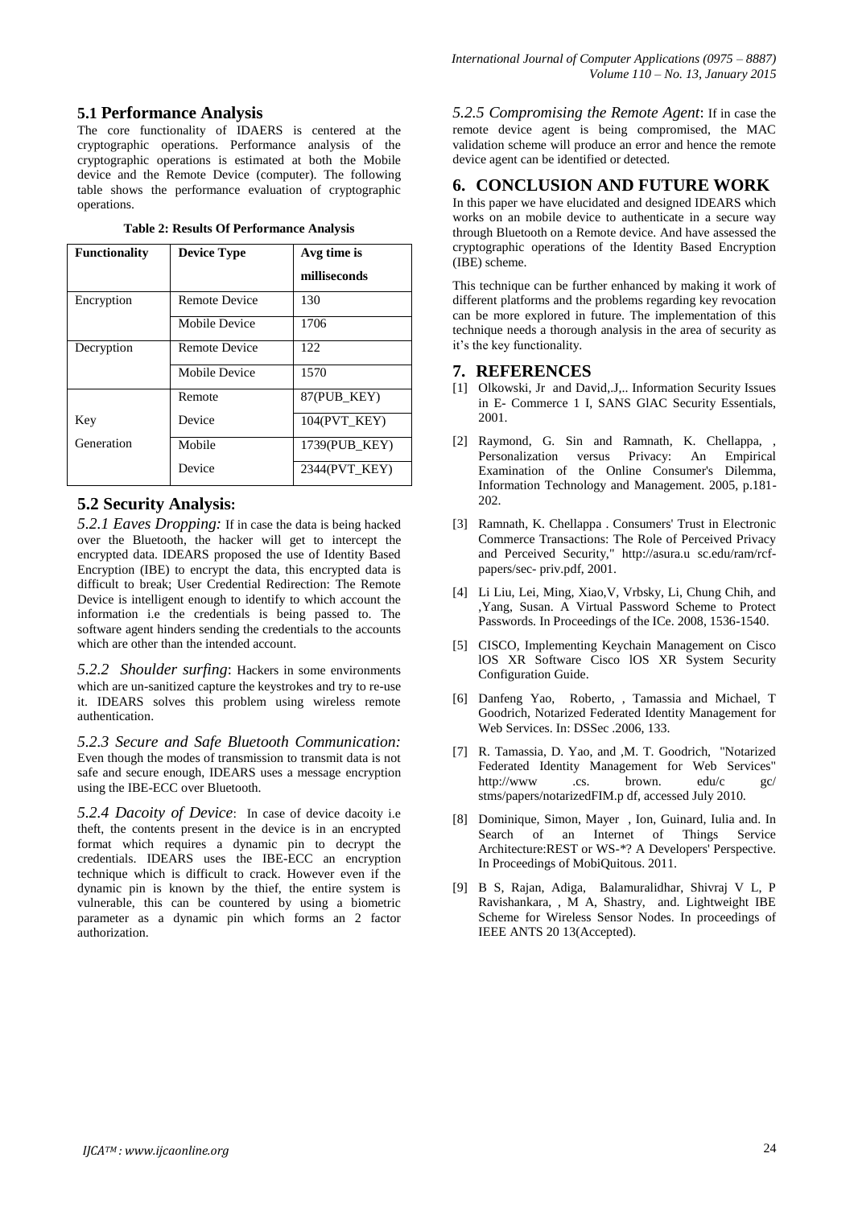## 5.1 Performance Analysis

The core functionality of IDAERS is centered at the cryptographic operations. Performance analysis of the cryptographic operations is estimated at both the Mobile device and the Remote Device (computer). The following table shows the performance evaluation of cryptographic operations.

**Table 2: Results Of Performance Analysis**

| Functionality | Device Type | Avg time is milliseconds |
|---|---|---|
| Encryption | Remote Device | 130 |
| | Mobile Device | 1706 |
| Decryption | Remote Device | 122 |
| | Mobile Device | 1570 |
| Key Generation | Remote Device | 87(PUB_KEY) |
| | | 104(PVT_KEY) |
| | Mobile Device | 1739(PUB_KEY) |
| | | 2344(PVT_KEY) |

## 5.2 Security Analysis:

*5.2.1 Eaves Dropping:* If in case the data is being hacked over the Bluetooth, the hacker will get to intercept the encrypted data. IDEARS proposed the use of Identity Based Encryption (IBE) to encrypt the data, this encrypted data is difficult to break; User Credential Redirection: The Remote Device is intelligent enough to identify to which account the information i.e the credentials is being passed to. The software agent hinders sending the credentials to the accounts which are other than the intended account.

*5.2.2 Shoulder surfing*: Hackers in some environments which are un-sanitized capture the keystrokes and try to re-use it. IDEARS solves this problem using wireless remote authentication.

*5.2.3 Secure and Safe Bluetooth Communication:* Even though the modes of transmission to transmit data is not safe and secure enough, IDEARS uses a message encryption using the IBE-ECC over Bluetooth.

*5.2.4 Dacoity of Device*: In case of device dacoity i.e theft, the contents present in the device is in an encrypted format which requires a dynamic pin to decrypt the credentials. IDEARS uses the IBE-ECC an encryption technique which is difficult to crack. However even if the dynamic pin is known by the thief, the entire system is vulnerable, this can be countered by using a biometric parameter as a dynamic pin which forms an 2 factor authorization.

*5.2.5 Compromising the Remote Agent*: If in case the remote device agent is being compromised, the MAC validation scheme will produce an error and hence the remote device agent can be identified or detected.

## 6. CONCLUSION AND FUTURE WORK

In this paper we have elucidated and designed IDEARS which works on an mobile device to authenticate in a secure way through Bluetooth on a Remote device. And have assessed the cryptographic operations of the Identity Based Encryption (IBE) scheme.

This technique can be further enhanced by making it work of different platforms and the problems regarding key revocation can be more explored in future. The implementation of this technique needs a thorough analysis in the area of security as it's the key functionality.

## 7. REFERENCES

[1] Olkowski, Jr and David,.J,.. Information Security Issues in E- Commerce 1 I, SANS GlAC Security Essentials, 2001.

[2] Raymond, G. Sin and Ramnath, K. Chellappa, , Personalization versus Privacy: An Empirical Examination of the Online Consumer's Dilemma, Information Technology and Management. 2005, p.181-202.

[3] Ramnath, K. Chellappa . Consumers' Trust in Electronic Commerce Transactions: The Role of Perceived Privacy and Perceived Security," http://asura.u sc.edu/ram/rcf-papers/sec- priv.pdf, 2001.

[4] Li Liu, Lei, Ming, Xiao,V, Vrbsky, Li, Chung Chih, and ,Yang, Susan. A Virtual Password Scheme to Protect Passwords. In Proceedings of the ICe. 2008, 1536-1540.

[5] CISCO, Implementing Keychain Management on Cisco lOS XR Software Cisco lOS XR System Security Configuration Guide.

[6] Danfeng Yao, Roberto, , Tamassia and Michael, T Goodrich, Notarized Federated Identity Management for Web Services. In: DSSec .2006, 133.

[7] R. Tamassia, D. Yao, and ,M. T. Goodrich, "Notarized Federated Identity Management for Web Services" http://www .cs. brown. edu/c gc/ stms/papers/notarizedFIM.p df, accessed July 2010.

[8] Dominique, Simon, Mayer , Ion, Guinard, Iulia and. In Search of an Internet of Things Service Architecture:REST or WS-*? A Developers' Perspective. In Proceedings of MobiQuitous. 2011.

[9] B S, Rajan, Adiga, Balamuralidhar, Shivraj V L, P Ravishankara, , M A, Shastry, and. Lightweight IBE Scheme for Wireless Sensor Nodes. In proceedings of IEEE ANTS 20 13(Accepted).